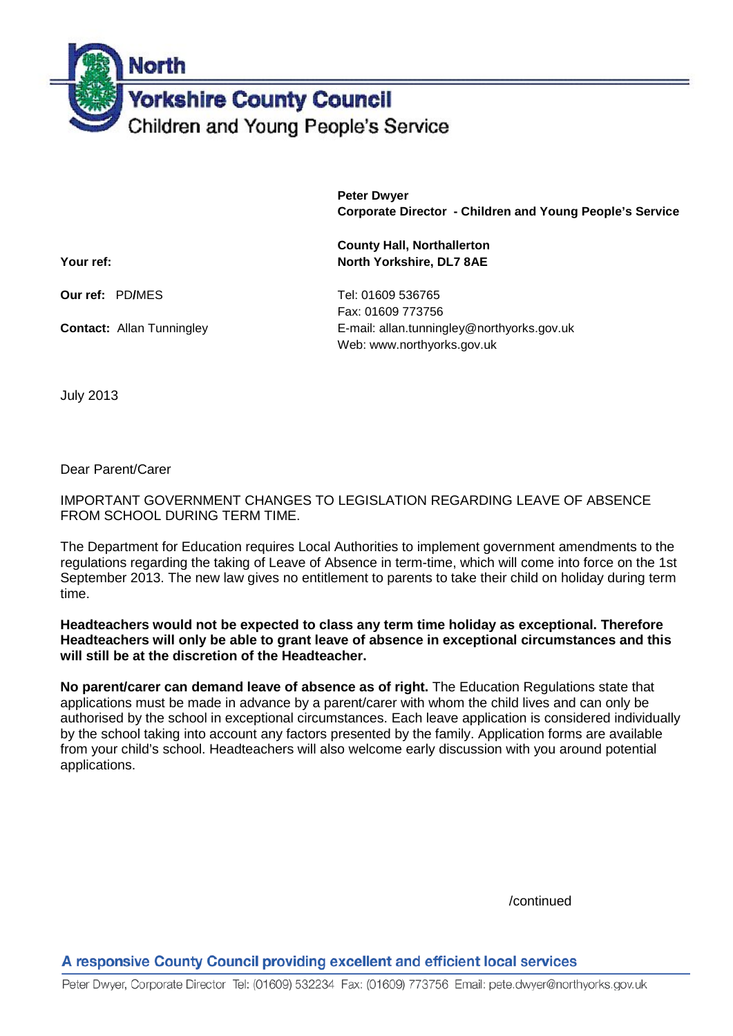# North Yorkshire County Council
Children and Young People's Service

**Peter Dwyer**
**Corporate Director - Children and Young People's Service**

**County Hall, Northallerton**
**North Yorkshire, DL7 8AE**

Tel: 01609 536765
Fax: 01609 773756
E-mail: allan.tunningley@northyorks.gov.uk
Web: www.northyorks.gov.uk

**Your ref:**

**Our ref:** PD/MES

**Contact:** Allan Tunningley

July 2013

Dear Parent/Carer

IMPORTANT GOVERNMENT CHANGES TO LEGISLATION REGARDING LEAVE OF ABSENCE FROM SCHOOL DURING TERM TIME.

The Department for Education requires Local Authorities to implement government amendments to the regulations regarding the taking of Leave of Absence in term-time, which will come into force on the 1st September 2013. The new law gives no entitlement to parents to take their child on holiday during term time.

**Headteachers would not be expected to class any term time holiday as exceptional. Therefore Headteachers will only be able to grant leave of absence in exceptional circumstances and this will still be at the discretion of the Headteacher.**

**No parent/carer can demand leave of absence as of right.** The Education Regulations state that applications must be made in advance by a parent/carer with whom the child lives and can only be authorised by the school in exceptional circumstances. Each leave application is considered individually by the school taking into account any factors presented by the family. Application forms are available from your child's school. Headteachers will also welcome early discussion with you around potential applications.

/continued

A responsive County Council providing excellent and efficient local services

Peter Dwyer, Corporate Director Tel: (01609) 532234 Fax: (01609) 773756 Email: pete.dwyer@northyorks.gov.uk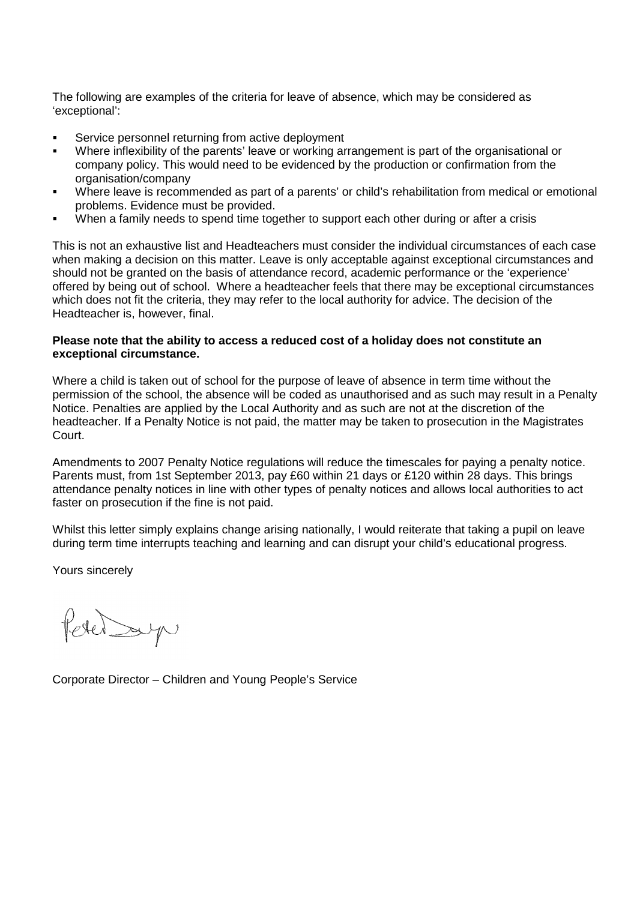The following are examples of the criteria for leave of absence, which may be considered as 'exceptional':

- Service personnel returning from active deployment
- Where inflexibility of the parents' leave or working arrangement is part of the organisational or company policy. This would need to be evidenced by the production or confirmation from the organisation/company
- Where leave is recommended as part of a parents' or child's rehabilitation from medical or emotional problems. Evidence must be provided.
- When a family needs to spend time together to support each other during or after a crisis

This is not an exhaustive list and Headteachers must consider the individual circumstances of each case when making a decision on this matter. Leave is only acceptable against exceptional circumstances and should not be granted on the basis of attendance record, academic performance or the 'experience' offered by being out of school. Where a headteacher feels that there may be exceptional circumstances which does not fit the criteria, they may refer to the local authority for advice. The decision of the Headteacher is, however, final.

**Please note that the ability to access a reduced cost of a holiday does not constitute an exceptional circumstance.**

Where a child is taken out of school for the purpose of leave of absence in term time without the permission of the school, the absence will be coded as unauthorised and as such may result in a Penalty Notice. Penalties are applied by the Local Authority and as such are not at the discretion of the headteacher. If a Penalty Notice is not paid, the matter may be taken to prosecution in the Magistrates Court.

Amendments to 2007 Penalty Notice regulations will reduce the timescales for paying a penalty notice. Parents must, from 1st September 2013, pay £60 within 21 days or £120 within 28 days. This brings attendance penalty notices in line with other types of penalty notices and allows local authorities to act faster on prosecution if the fine is not paid.

Whilst this letter simply explains change arising nationally, I would reiterate that taking a pupil on leave during term time interrupts teaching and learning and can disrupt your child's educational progress.

Yours sincerely

Corporate Director – Children and Young People's Service